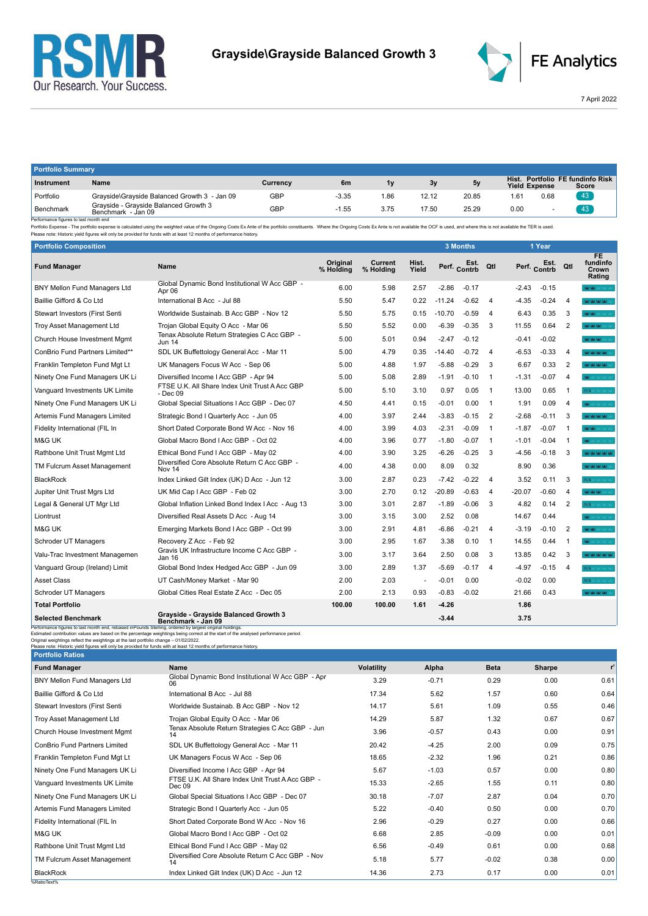RSMR
Our Research. Your Success.

# Grayside\Grayside Balanced Growth 3

FE Analytics

7 April 2022

## Portfolio Summary

| Instrument | Name | Currency | 6m | 1y | 3y | 5y | Hist. Yield | Portfolio Expense | FE fundinfo Risk Score |
|---|---|---|---|---|---|---|---|---|---|
| Portfolio | Grayside\Grayside Balanced Growth 3 - Jan 09 | GBP | -3.35 | 1.86 | 12.12 | 20.85 | 1.61 | 0.68 | 43 |
| Benchmark | Grayside - Grayside Balanced Growth 3 Benchmark - Jan 09 | GBP | -1.55 | 3.75 | 17.50 | 25.29 | 0.00 | - | 43 |

Performance figures to last month end
Portfolio Expense - The portfolio expense is calculated using the weighted value of the Ongoing Costs Ex Ante of the portfolio constituents. Where the Ongoing Costs Ex Ante is not available the OCF is used, and where this is not available the TER is used.
Please note: Historic yield figures will only be provided for funds with at least 12 months of performance history.

## Portfolio Composition

| Fund Manager | Name | Original % Holding | Current % Holding | Hist. Yield | 3 Months Perf. | 3 Months Est. Contrb | 3 Months Qtl | 1 Year Perf. | 1 Year Est. Contrb | 1 Year Qtl | FE fundinfo Crown Rating |
|---|---|---|---|---|---|---|---|---|---|---|---|
| BNY Mellon Fund Managers Ltd | Global Dynamic Bond Institutional W Acc GBP - Apr 06 | 6.00 | 5.98 | 2.57 | -2.86 | -0.17 | | -2.43 | -0.15 | | |
| Baillie Gifford & Co Ltd | International B Acc - Jul 88 | 5.50 | 5.47 | 0.22 | -11.24 | -0.62 | 4 | -4.35 | -0.24 | 4 | |
| Stewart Investors (First Senti | Worldwide Sustainab. B Acc GBP - Nov 12 | 5.50 | 5.75 | 0.15 | -10.70 | -0.59 | 4 | 6.43 | 0.35 | 3 | |
| Troy Asset Management Ltd | Trojan Global Equity O Acc - Mar 06 | 5.50 | 5.52 | 0.00 | -6.39 | -0.35 | 3 | 11.55 | 0.64 | 2 | |
| Church House Investment Mgmt | Tenax Absolute Return Strategies C Acc GBP - Jun 14 | 5.00 | 5.01 | 0.94 | -2.47 | -0.12 | | -0.41 | -0.02 | | |
| ConBrio Fund Partners Limited** | SDL UK Buffettology General Acc - Mar 11 | 5.00 | 4.79 | 0.35 | -14.40 | -0.72 | 4 | -6.53 | -0.33 | 4 | |
| Franklin Templeton Fund Mgt Lt | UK Managers Focus W Acc - Sep 06 | 5.00 | 4.88 | 1.97 | -5.88 | -0.29 | 3 | 6.67 | 0.33 | 2 | |
| Ninety One Fund Managers UK Li | Diversified Income I Acc GBP - Apr 94 | 5.00 | 5.08 | 2.89 | -1.91 | -0.10 | 1 | -1.31 | -0.07 | 4 | |
| Vanguard Investments UK Limite | FTSE U.K. All Share Index Unit Trust A Acc GBP - Dec 09 | 5.00 | 5.10 | 3.10 | 0.97 | 0.05 | 1 | 13.00 | 0.65 | 1 | N/A |
| Ninety One Fund Managers UK Li | Global Special Situations I Acc GBP - Dec 07 | 4.50 | 4.41 | 0.15 | -0.01 | 0.00 | 1 | 1.91 | 0.09 | 4 | |
| Artemis Fund Managers Limited | Strategic Bond I Quarterly Acc - Jun 05 | 4.00 | 3.97 | 2.44 | -3.83 | -0.15 | 2 | -2.68 | -0.11 | 3 | |
| Fidelity International (FIL In | Short Dated Corporate Bond W Acc - Nov 16 | 4.00 | 3.99 | 4.03 | -2.31 | -0.09 | 1 | -1.87 | -0.07 | 1 | |
| M&G UK | Global Macro Bond I Acc GBP - Oct 02 | 4.00 | 3.96 | 0.77 | -1.80 | -0.07 | 1 | -1.01 | -0.04 | 1 | |
| Rathbone Unit Trust Mgmt Ltd | Ethical Bond Fund I Acc GBP - May 02 | 4.00 | 3.90 | 3.25 | -6.26 | -0.25 | 3 | -4.56 | -0.18 | 3 | |
| TM Fulcrum Asset Management | Diversified Core Absolute Return C Acc GBP - Nov 14 | 4.00 | 4.38 | 0.00 | 8.09 | 0.32 | | 8.90 | 0.36 | | |
| BlackRock | Index Linked Gilt Index (UK) D Acc - Jun 12 | 3.00 | 2.87 | 0.23 | -7.42 | -0.22 | 4 | 3.52 | 0.11 | 3 | N/A |
| Jupiter Unit Trust Mgrs Ltd | UK Mid Cap I Acc GBP - Feb 02 | 3.00 | 2.70 | 0.12 | -20.89 | -0.63 | 4 | -20.07 | -0.60 | 4 | |
| Legal & General UT Mgr Ltd | Global Inflation Linked Bond Index I Acc - Aug 13 | 3.00 | 3.01 | 2.87 | -1.89 | -0.06 | 3 | 4.82 | 0.14 | 2 | N/A |
| Liontrust | Diversified Real Assets D Acc - Aug 14 | 3.00 | 3.15 | 3.00 | 2.52 | 0.08 | | 14.67 | 0.44 | | |
| M&G UK | Emerging Markets Bond I Acc GBP - Oct 99 | 3.00 | 2.91 | 4.81 | -6.86 | -0.21 | 4 | -3.19 | -0.10 | 2 | |
| Schroder UT Managers | Recovery Z Acc - Feb 92 | 3.00 | 2.95 | 1.67 | 3.38 | 0.10 | 1 | 14.55 | 0.44 | 1 | |
| Valu-Trac Investment Managemen | Gravis UK Infrastructure Income C Acc GBP - Jan 16 | 3.00 | 3.17 | 3.64 | 2.50 | 0.08 | 3 | 13.85 | 0.42 | 3 | |
| Vanguard Group (Ireland) Limit | Global Bond Index Hedged Acc GBP - Jun 09 | 3.00 | 2.89 | 1.37 | -5.69 | -0.17 | 4 | -4.97 | -0.15 | 4 | N/A |
| Asset Class | UT Cash/Money Market - Mar 90 | 2.00 | 2.03 | - | -0.01 | 0.00 | | -0.02 | 0.00 | | N/A |
| Schroder UT Managers | Global Cities Real Estate Z Acc - Dec 05 | 2.00 | 2.13 | 0.93 | -0.83 | -0.02 | | 21.66 | 0.43 | | |
| **Total Portfolio** | | **100.00** | **100.00** | **1.61** | **-4.26** | | | **1.86** | | | |
| **Selected Benchmark** | **Grayside - Grayside Balanced Growth 3 Benchmark - Jan 09** | | | | **-3.44** | | | **3.75** | | | |

Performance figures to last month end, rebased inPounds Sterling, ordered by largest original holdings.
Estimated contribution values are based on the percentage weightings being correct at the start of the analysed performance period.
Original weightings reflect the weightings at the last portfolio change – 01/02/2022.
Please note: Historic yield figures will only be provided for funds with at least 12 months of performance history.

## Portfolio Ratios

| Fund Manager | Name | Volatility | Alpha | Beta | Sharpe | $r^2$ |
|---|---|---|---|---|---|---|
| BNY Mellon Fund Managers Ltd | Global Dynamic Bond Institutional W Acc GBP - Apr 06 | 3.29 | -0.71 | 0.29 | 0.00 | 0.61 |
| Baillie Gifford & Co Ltd | International B Acc - Jul 88 | 17.34 | 5.62 | 1.57 | 0.60 | 0.64 |
| Stewart Investors (First Senti | Worldwide Sustainab. B Acc GBP - Nov 12 | 14.17 | 5.61 | 1.09 | 0.55 | 0.46 |
| Troy Asset Management Ltd | Trojan Global Equity O Acc - Mar 06 | 14.29 | 5.87 | 1.32 | 0.67 | 0.67 |
| Church House Investment Mgmt | Tenax Absolute Return Strategies C Acc GBP - Jun 14 | 3.96 | -0.57 | 0.43 | 0.00 | 0.91 |
| ConBrio Fund Partners Limited | SDL UK Buffettology General Acc - Mar 11 | 20.42 | -4.25 | 2.00 | 0.09 | 0.75 |
| Franklin Templeton Fund Mgt Lt | UK Managers Focus W Acc - Sep 06 | 18.65 | -2.32 | 1.96 | 0.21 | 0.86 |
| Ninety One Fund Managers UK Li | Diversified Income I Acc GBP - Apr 94 | 5.67 | -1.03 | 0.57 | 0.00 | 0.80 |
| Vanguard Investments UK Limite | FTSE U.K. All Share Index Unit Trust A Acc GBP - Dec 09 | 15.33 | -2.65 | 1.55 | 0.11 | 0.80 |
| Ninety One Fund Managers UK Li | Global Special Situations I Acc GBP - Dec 07 | 30.18 | -7.07 | 2.87 | 0.04 | 0.70 |
| Artemis Fund Managers Limited | Strategic Bond I Quarterly Acc - Jun 05 | 5.22 | -0.40 | 0.50 | 0.00 | 0.70 |
| Fidelity International (FIL In | Short Dated Corporate Bond W Acc - Nov 16 | 2.96 | -0.29 | 0.27 | 0.00 | 0.66 |
| M&G UK | Global Macro Bond I Acc GBP - Oct 02 | 6.68 | 2.85 | -0.09 | 0.00 | 0.01 |
| Rathbone Unit Trust Mgmt Ltd | Ethical Bond Fund I Acc GBP - May 02 | 6.56 | -0.49 | 0.61 | 0.00 | 0.68 |
| TM Fulcrum Asset Management | Diversified Core Absolute Return C Acc GBP - Nov 14 | 5.18 | 5.77 | -0.02 | 0.38 | 0.00 |
| BlackRock | Index Linked Gilt Index (UK) D Acc - Jun 12 | 14.36 | 2.73 | 0.17 | 0.00 | 0.01 |

%RatioText%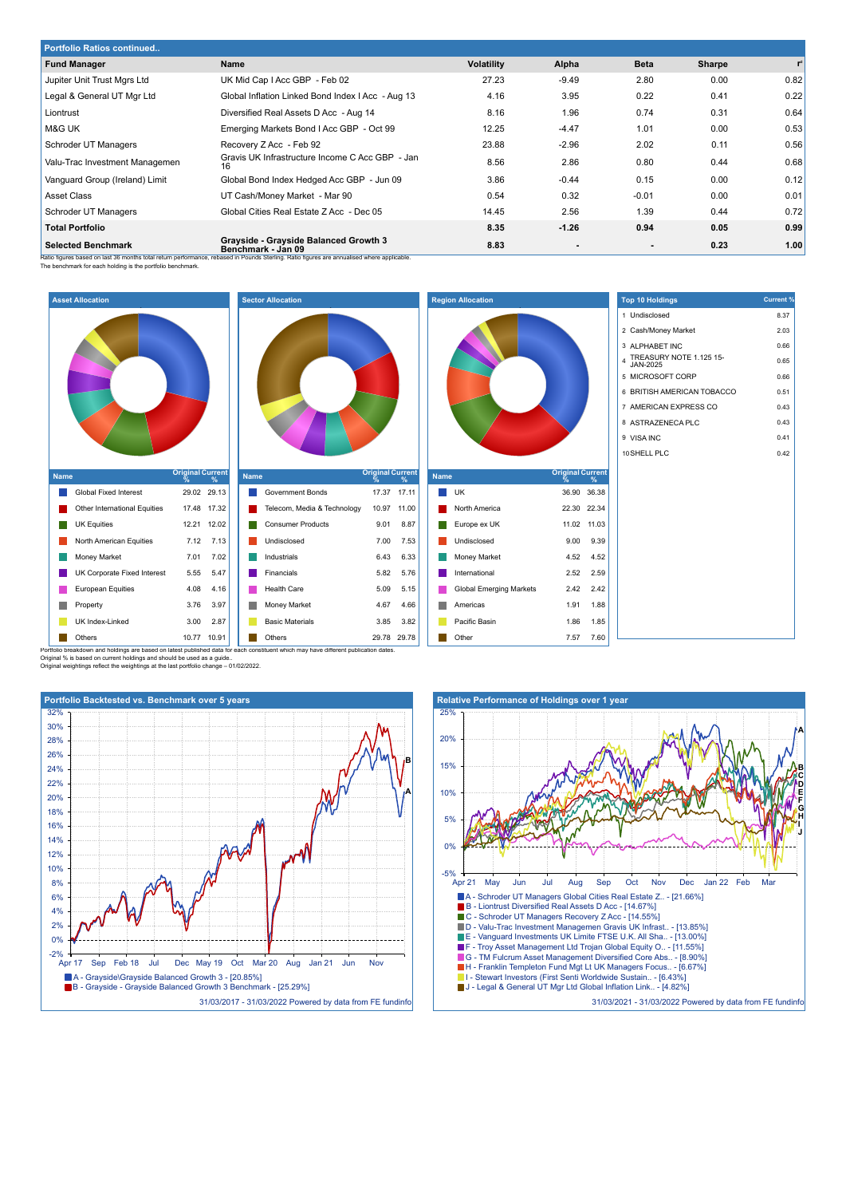## Portfolio Ratios continued..

| Fund Manager | Name | Volatility | Alpha | Beta | Sharpe | r² |
|---|---|---|---|---|---|---|
| Jupiter Unit Trust Mgrs Ltd | UK Mid Cap I Acc GBP - Feb 02 | 27.23 | -9.49 | 2.80 | 0.00 | 0.82 |
| Legal & General UT Mgr Ltd | Global Inflation Linked Bond Index I Acc - Aug 13 | 4.16 | 3.95 | 0.22 | 0.41 | 0.22 |
| Liontrust | Diversified Real Assets D Acc - Aug 14 | 8.16 | 1.96 | 0.74 | 0.31 | 0.64 |
| M&G UK | Emerging Markets Bond I Acc GBP - Oct 99 | 12.25 | -4.47 | 1.01 | 0.00 | 0.53 |
| Schroder UT Managers | Recovery Z Acc - Feb 92 | 23.88 | -2.96 | 2.02 | 0.11 | 0.56 |
| Valu-Trac Investment Managemen | Gravis UK Infrastructure Income C Acc GBP - Jan 16 | 8.56 | 2.86 | 0.80 | 0.44 | 0.68 |
| Vanguard Group (Ireland) Limit | Global Bond Index Hedged Acc GBP - Jun 09 | 3.86 | -0.44 | 0.15 | 0.00 | 0.12 |
| Asset Class | UT Cash/Money Market - Mar 90 | 0.54 | 0.32 | -0.01 | 0.00 | 0.01 |
| Schroder UT Managers | Global Cities Real Estate Z Acc - Dec 05 | 14.45 | 2.56 | 1.39 | 0.44 | 0.72 |
| **Total Portfolio** | | **8.35** | **-1.26** | **0.94** | **0.05** | **0.99** |
| **Selected Benchmark** | **Grayside - Grayside Balanced Growth 3 Benchmark - Jan 09** | **8.83** | **-** | **-** | **0.23** | **1.00** |

Ratio figures based on last 36 months total return performance, rebased in Pounds Sterling. Ratio figures are annualised where applicable.
The benchmark for each holding is the portfolio benchmark.

### Asset Allocation

| Name | Original % | Current % |
|---|---|---|
| Global Fixed Interest | 29.02 | 29.13 |
| Other International Equities | 17.48 | 17.32 |
| UK Equities | 12.21 | 12.02 |
| North American Equities | 7.12 | 7.13 |
| Money Market | 7.01 | 7.02 |
| UK Corporate Fixed Interest | 5.55 | 5.47 |
| European Equities | 4.08 | 4.16 |
| Property | 3.76 | 3.97 |
| UK Index-Linked | 3.00 | 2.87 |
| Others | 10.77 | 10.91 |

### Sector Allocation

| Name | Original % | Current % |
|---|---|---|
| Government Bonds | 17.37 | 17.11 |
| Telecom, Media & Technology | 10.97 | 11.00 |
| Consumer Products | 9.01 | 8.87 |
| Undisclosed | 7.00 | 7.53 |
| Industrials | 6.43 | 6.33 |
| Financials | 5.82 | 5.76 |
| Health Care | 5.09 | 5.15 |
| Money Market | 4.67 | 4.66 |
| Basic Materials | 3.85 | 3.82 |
| Others | 29.78 | 29.78 |

### Region Allocation

| Name | Original % | Current % |
|---|---|---|
| UK | 36.90 | 36.38 |
| North America | 22.30 | 22.34 |
| Europe ex UK | 11.02 | 11.03 |
| Undisclosed | 9.00 | 9.39 |
| Money Market | 4.52 | 4.52 |
| International | 2.52 | 2.59 |
| Global Emerging Markets | 2.42 | 2.42 |
| Americas | 1.91 | 1.88 |
| Pacific Basin | 1.86 | 1.85 |
| Other | 7.57 | 7.60 |

### Top 10 Holdings

| | Top 10 Holdings | Current % |
|---|---|---|
| 1 | Undisclosed | 8.37 |
| 2 | Cash/Money Market | 2.03 |
| 3 | ALPHABET INC | 0.66 |
| 4 | TREASURY NOTE 1.125 15-JAN-2025 | 0.65 |
| 5 | MICROSOFT CORP | 0.66 |
| 6 | BRITISH AMERICAN TOBACCO | 0.51 |
| 7 | AMERICAN EXPRESS CO | 0.43 |
| 8 | ASTRAZENECA PLC | 0.43 |
| 9 | VISA INC | 0.41 |
| 10 | SHELL PLC | 0.42 |

Portfolio breakdown and holdings are based on latest published data for each constituent which may have different publication dates.
Original % is based on current holdings and should be used as a guide..
Original weightings reflect the weightings at the last portfolio change – 01/02/2022.

### Portfolio Backtested vs. Benchmark over 5 years

- A - Grayside\Grayside Balanced Growth 3 - [20.85%]
- B - Grayside - Grayside Balanced Growth 3 Benchmark - [25.29%]

31/03/2017 - 31/03/2022 Powered by data from FE fundinfo

### Relative Performance of Holdings over 1 year

- A - Schroder UT Managers Global Cities Real Estate Z.. - [21.66%]
- B - Liontrust Diversified Real Assets D Acc - [14.67%]
- C - Schroder UT Managers Recovery Z Acc - [14.55%]
- D - Valu-Trac Investment Managemen Gravis UK Infrast.. - [13.85%]
- E - Vanguard Investments UK Limite FTSE U.K. All Sha.. - [13.00%]
- F - Troy Asset Management Ltd Trojan Global Equity O.. - [11.55%]
- G - TM Fulcrum Asset Management Diversified Core Abs.. - [8.90%]
- H - Franklin Templeton Fund Mgt Lt UK Managers Focus.. - [6.67%]
- I - Stewart Investors (First Senti Worldwide Sustain.. - [6.43%]
- J - Legal & General UT Mgr Ltd Global Inflation Link.. - [4.82%]

31/03/2021 - 31/03/2022 Powered by data from FE fundinfo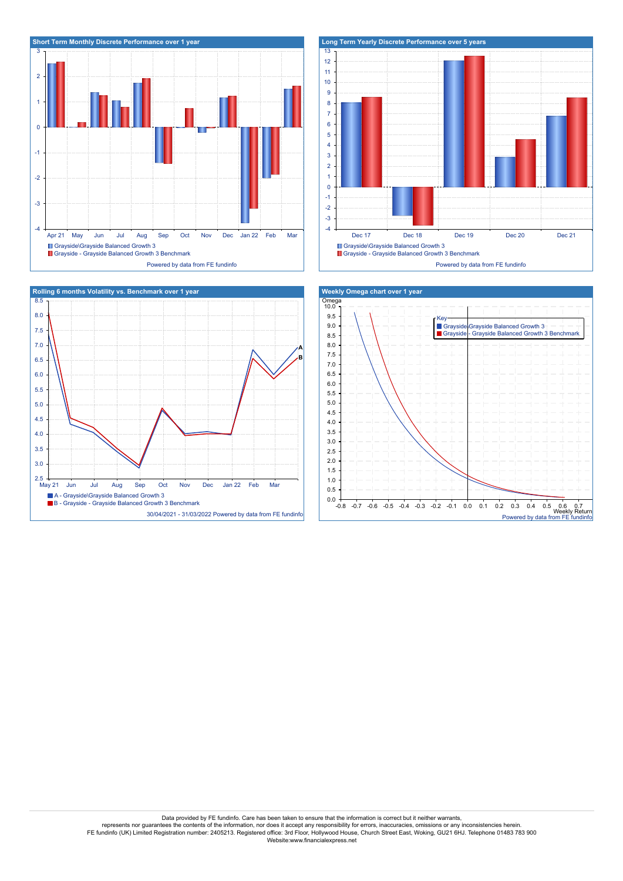## Short Term Monthly Discrete Performance over 1 year

3
2
1
0
-1
-2
-3
-4

Apr 21 May Jun Jul Aug Sep Oct Nov Dec Jan 22 Feb Mar

Grayside\Grayside Balanced Growth 3
Grayside - Grayside Balanced Growth 3 Benchmark

Powered by data from FE fundinfo

## Long Term Yearly Discrete Performance over 5 years

13
12
11
10
9
8
7
6
5
4
3
2
1
0
-1
-2
-3
-4

Dec 17 Dec 18 Dec 19 Dec 20 Dec 21

Grayside\Grayside Balanced Growth 3
Grayside - Grayside Balanced Growth 3 Benchmark

Powered by data from FE fundinfo

## Rolling 6 months Volatility vs. Benchmark over 1 year

8.5
8.0
7.5
7.0
6.5
6.0
5.5
5.0
4.5
4.0
3.5
3.0
2.5

May 21 Jun Jul Aug Sep Oct Nov Dec Jan 22 Feb Mar

A
B

A - Grayside\Grayside Balanced Growth 3
B - Grayside - Grayside Balanced Growth 3 Benchmark

30/04/2021 - 31/03/2022 Powered by data from FE fundinfo

## Weekly Omega chart over 1 year

Omega

10.0
9.5
9.0
8.5
8.0
7.5
7.0
6.5
6.0
5.5
5.0
4.5
4.0
3.5
3.0
2.5
2.0
1.5
1.0
0.5
0.0

-0.8 -0.7 -0.6 -0.5 -0.4 -0.3 -0.2 -0.1 0.0 0.1 0.2 0.3 0.4 0.5 0.6 0.7

Weekly Return

Key
Grayside\Grayside Balanced Growth 3
Grayside - Grayside Balanced Growth 3 Benchmark

Powered by data from FE fundinfo

Data provided by FE fundinfo. Care has been taken to ensure that the information is correct but it neither warrants, represents nor guarantees the contents of the information, nor does it accept any responsibility for errors, inaccuracies, omissions or any inconsistencies herein.
FE fundinfo (UK) Limited Registration number: 2405213. Registered office: 3rd Floor, Hollywood House, Church Street East, Woking, GU21 6HJ. Telephone 01483 783 900
Website:www.financialexpress.net